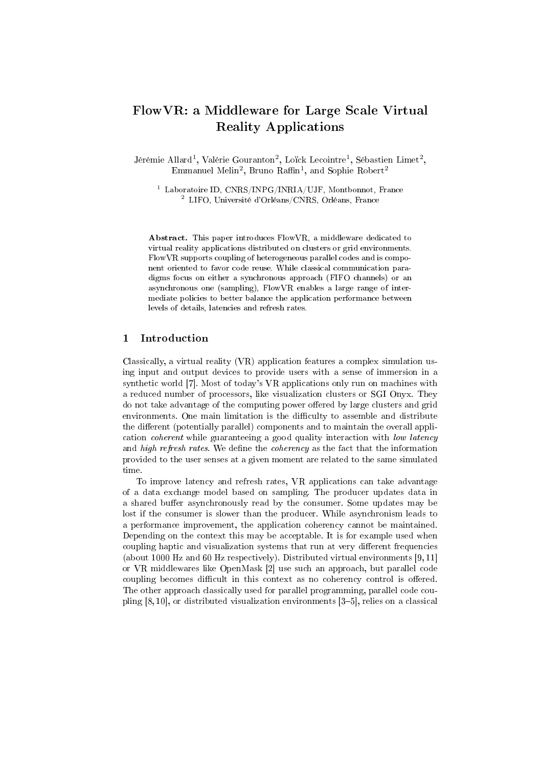# FlowVR: a Middleware for Large Scale Virtual Reality Applications

Jérémie Allard[1], Valérie Gouranton[2], Loïck Lecointre[1], Sébastien Limet[2], Emmanuel Melin[2], Bruno Raffin[1], and Sophie Robert[2]

[1] Laboratoire ID, CNRS/INPG/INRIA/UJF, Montbonnot, France
[2] LIFO, Université d'Orléans/CNRS, Orléans, France

**Abstract.** This paper introduces FlowVR, a middleware dedicated to virtual reality applications distributed on clusters or grid environments. FlowVR supports coupling of heterogeneous parallel codes and is component oriented to favor code reuse. While classical communication paradigms focus on either a synchronous approach (FIFO channels) or an asynchronous one (sampling), FlowVR enables a large range of intermediate policies to better balance the application performance between levels of details, latencies and refresh rates.

## 1 Introduction

Classically, a virtual reality (VR) application features a complex simulation using input and output devices to provide users with a sense of immersion in a synthetic world [7]. Most of today's VR applications only run on machines with a reduced number of processors, like visualization clusters or SGI Onyx. They do not take advantage of the computing power offered by large clusters and grid environments. One main limitation is the difficulty to assemble and distribute the different (potentially parallel) components and to maintain the overall application *coherent* while guaranteeing a good quality interaction with *low latency* and *high refresh rates*. We define the *coherency* as the fact that the information provided to the user senses at a given moment are related to the same simulated time.

To improve latency and refresh rates, VR applications can take advantage of a data exchange model based on sampling. The producer updates data in a shared buffer asynchronously read by the consumer. Some updates may be lost if the consumer is slower than the producer. While asynchronism leads to a performance improvement, the application coherency cannot be maintained. Depending on the context this may be acceptable. It is for example used when coupling haptic and visualization systems that run at very different frequencies (about 1000 Hz and 60 Hz respectively). Distributed virtual environments [9, 11] or VR middlewares like OpenMask [2] use such an approach, but parallel code coupling becomes difficult in this context as no coherency control is offered. The other approach classically used for parallel programming, parallel code coupling [8, 10], or distributed visualization environments [3–5], relies on a classical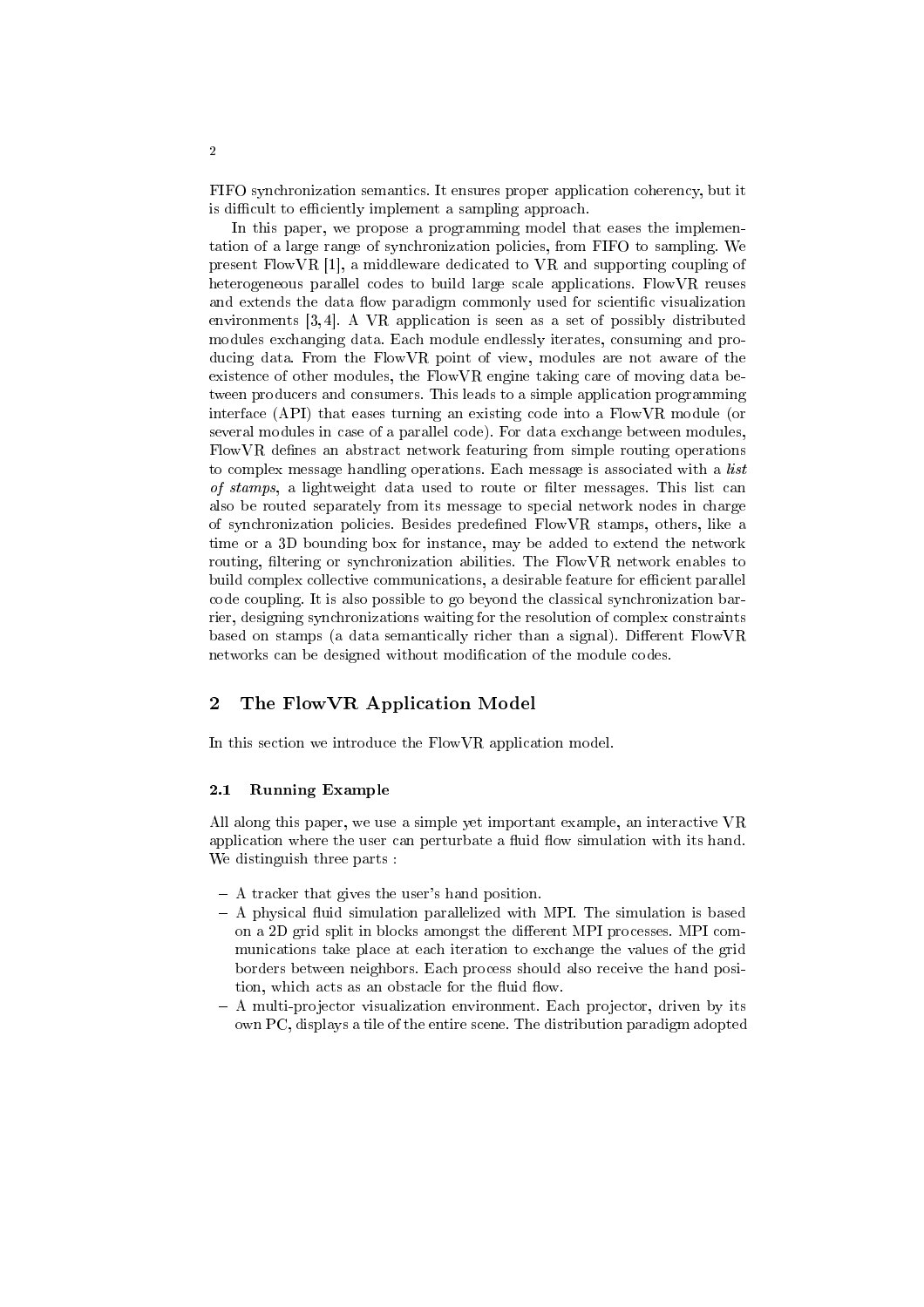FIFO synchronization semantics. It ensures proper application coherency, but it is difficult to efficiently implement a sampling approach.

In this paper, we propose a programming model that eases the implementation of a large range of synchronization policies, from FIFO to sampling. We present FlowVR [1], a middleware dedicated to VR and supporting coupling of heterogeneous parallel codes to build large scale applications. FlowVR reuses and extends the data flow paradigm commonly used for scientific visualization environments [3,4]. A VR application is seen as a set of possibly distributed modules exchanging data. Each module endlessly iterates, consuming and producing data. From the FlowVR point of view, modules are not aware of the existence of other modules, the FlowVR engine taking care of moving data between producers and consumers. This leads to a simple application programming interface (API) that eases turning an existing code into a FlowVR module (or several modules in case of a parallel code). For data exchange between modules, FlowVR defines an abstract network featuring from simple routing operations to complex message handling operations. Each message is associated with a *list of stamps*, a lightweight data used to route or filter messages. This list can also be routed separately from its message to special network nodes in charge of synchronization policies. Besides predefined FlowVR stamps, others, like a time or a 3D bounding box for instance, may be added to extend the network routing, filtering or synchronization abilities. The FlowVR network enables to build complex collective communications, a desirable feature for efficient parallel code coupling. It is also possible to go beyond the classical synchronization barrier, designing synchronizations waiting for the resolution of complex constraints based on stamps (a data semantically richer than a signal). Different FlowVR networks can be designed without modification of the module codes.

## 2 The FlowVR Application Model

In this section we introduce the FlowVR application model.

### 2.1 Running Example

All along this paper, we use a simple yet important example, an interactive VR application where the user can perturbate a fluid flow simulation with its hand. We distinguish three parts :

- A tracker that gives the user's hand position.
- A physical fluid simulation parallelized with MPI. The simulation is based on a 2D grid split in blocks amongst the different MPI processes. MPI communications take place at each iteration to exchange the values of the grid borders between neighbors. Each process should also receive the hand position, which acts as an obstacle for the fluid flow.
- A multi-projector visualization environment. Each projector, driven by its own PC, displays a tile of the entire scene. The distribution paradigm adopted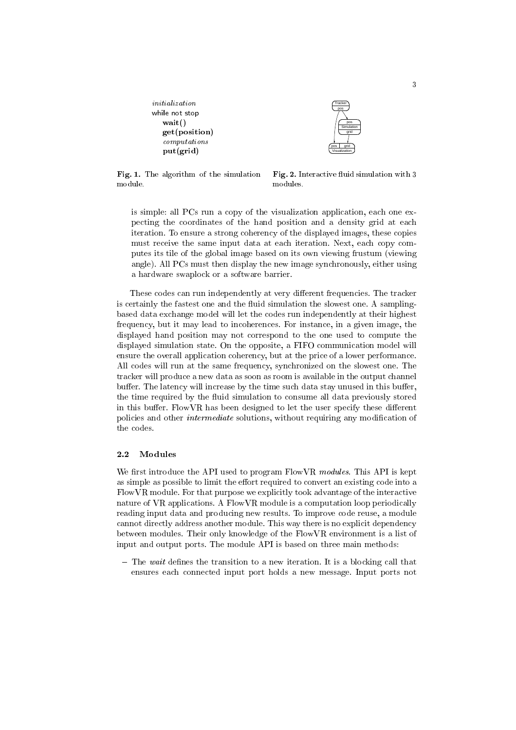*initialization*
while not stop
  **wait()**
  **get(position)**
  *computations*
  **put(grid)**

**Fig. 1.** The algorithm of the simulation module.

Tracker
pos
pos
Simulation
grid
pos grid
Visualization

**Fig. 2.** Interactive fluid simulation with 3 modules.

is simple: all PCs run a copy of the visualization application, each one expecting the coordinates of the hand position and a density grid at each iteration. To ensure a strong coherency of the displayed images, these copies must receive the same input data at each iteration. Next, each copy computes its tile of the global image based on its own viewing frustum (viewing angle). All PCs must then display the new image synchronously, either using a hardware swaplock or a software barrier.

These codes can run independently at very different frequencies. The tracker is certainly the fastest one and the fluid simulation the slowest one. A sampling-based data exchange model will let the codes run independently at their highest frequency, but it may lead to incoherences. For instance, in a given image, the displayed hand position may not correspond to the one used to compute the displayed simulation state. On the opposite, a FIFO communication model will ensure the overall application coherency, but at the price of a lower performance. All codes will run at the same frequency, synchronized on the slowest one. The tracker will produce a new data as soon as room is available in the output channel buffer. The latency will increase by the time such data stay unused in this buffer, the time required by the fluid simulation to consume all data previously stored in this buffer. FlowVR has been designed to let the user specify these different policies and other *intermediate* solutions, without requiring any modification of the codes.

### 2.2 Modules

We first introduce the API used to program FlowVR *modules*. This API is kept as simple as possible to limit the effort required to convert an existing code into a FlowVR module. For that purpose we explicitly took advantage of the interactive nature of VR applications. A FlowVR module is a computation loop periodically reading input data and producing new results. To improve code reuse, a module cannot directly address another module. This way there is no explicit dependency between modules. Their only knowledge of the FlowVR environment is a list of input and output ports. The module API is based on three main methods:

- The *wait* defines the transition to a new iteration. It is a blocking call that ensures each connected input port holds a new message. Input ports not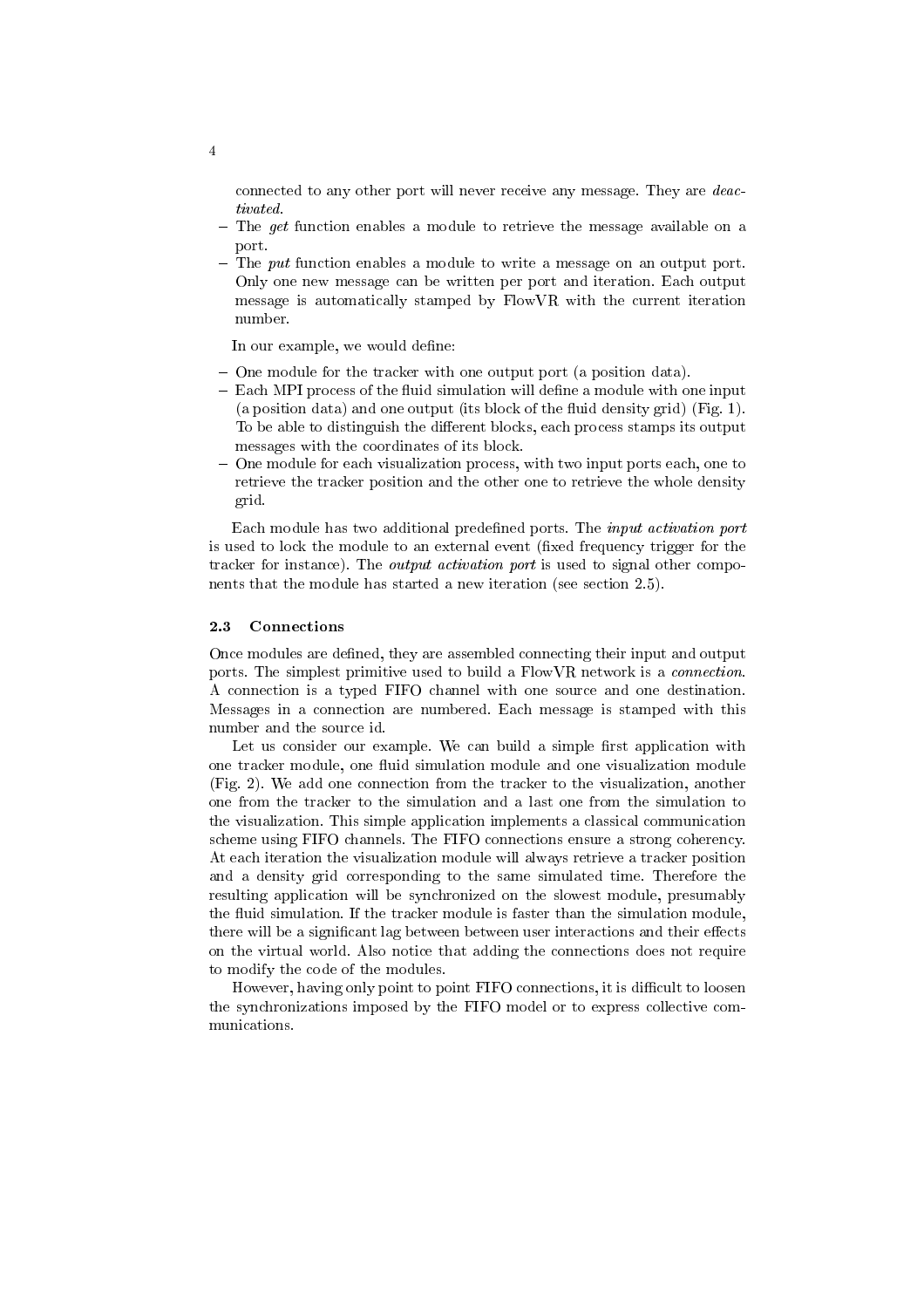connected to any other port will never receive any message. They are *deactivated*.

- The *get* function enables a module to retrieve the message available on a port.
- The *put* function enables a module to write a message on an output port. Only one new message can be written per port and iteration. Each output message is automatically stamped by FlowVR with the current iteration number.

In our example, we would define:

- One module for the tracker with one output port (a position data).
- Each MPI process of the fluid simulation will define a module with one input (a position data) and one output (its block of the fluid density grid) (Fig. 1). To be able to distinguish the different blocks, each process stamps its output messages with the coordinates of its block.
- One module for each visualization process, with two input ports each, one to retrieve the tracker position and the other one to retrieve the whole density grid.

Each module has two additional predefined ports. The *input activation port* is used to lock the module to an external event (fixed frequency trigger for the tracker for instance). The *output activation port* is used to signal other components that the module has started a new iteration (see section 2.5).

### 2.3 Connections

Once modules are defined, they are assembled connecting their input and output ports. The simplest primitive used to build a FlowVR network is a *connection*. A connection is a typed FIFO channel with one source and one destination. Messages in a connection are numbered. Each message is stamped with this number and the source id.

Let us consider our example. We can build a simple first application with one tracker module, one fluid simulation module and one visualization module (Fig. 2). We add one connection from the tracker to the visualization, another one from the tracker to the simulation and a last one from the simulation to the visualization. This simple application implements a classical communication scheme using FIFO channels. The FIFO connections ensure a strong coherency. At each iteration the visualization module will always retrieve a tracker position and a density grid corresponding to the same simulated time. Therefore the resulting application will be synchronized on the slowest module, presumably the fluid simulation. If the tracker module is faster than the simulation module, there will be a significant lag between between user interactions and their effects on the virtual world. Also notice that adding the connections does not require to modify the code of the modules.

However, having only point to point FIFO connections, it is difficult to loosen the synchronizations imposed by the FIFO model or to express collective communications.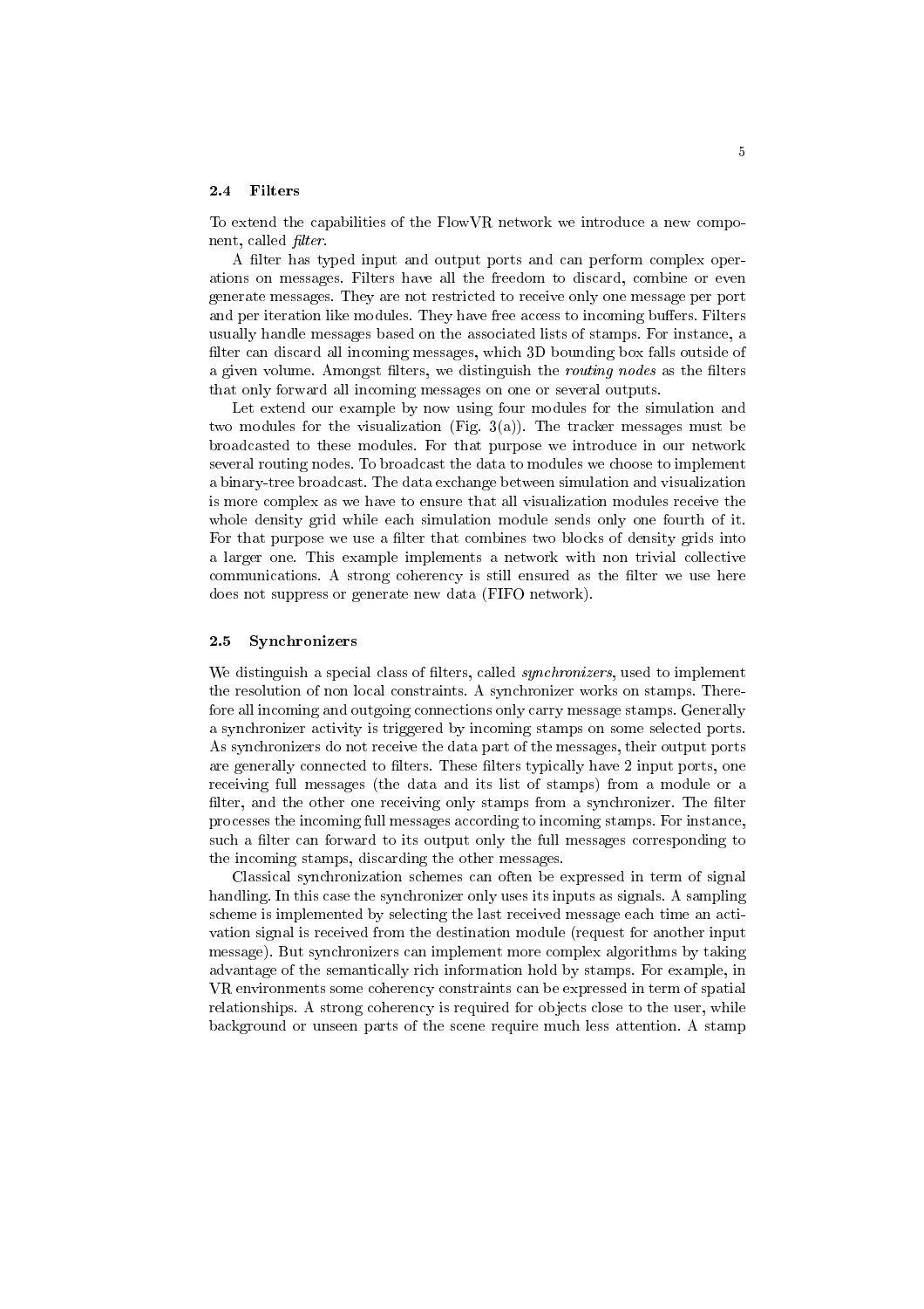### 2.4 Filters

To extend the capabilities of the FlowVR network we introduce a new component, called *filter*.

A filter has typed input and output ports and can perform complex operations on messages. Filters have all the freedom to discard, combine or even generate messages. They are not restricted to receive only one message per port and per iteration like modules. They have free access to incoming buffers. Filters usually handle messages based on the associated lists of stamps. For instance, a filter can discard all incoming messages, which 3D bounding box falls outside of a given volume. Amongst filters, we distinguish the *routing nodes* as the filters that only forward all incoming messages on one or several outputs.

Let extend our example by now using four modules for the simulation and two modules for the visualization (Fig. 3(a)). The tracker messages must be broadcasted to these modules. For that purpose we introduce in our network several routing nodes. To broadcast the data to modules we choose to implement a binary-tree broadcast. The data exchange between simulation and visualization is more complex as we have to ensure that all visualization modules receive the whole density grid while each simulation module sends only one fourth of it. For that purpose we use a filter that combines two blocks of density grids into a larger one. This example implements a network with non trivial collective communications. A strong coherency is still ensured as the filter we use here does not suppress or generate new data (FIFO network).

### 2.5 Synchronizers

We distinguish a special class of filters, called *synchronizers*, used to implement the resolution of non local constraints. A synchronizer works on stamps. Therefore all incoming and outgoing connections only carry message stamps. Generally a synchronizer activity is triggered by incoming stamps on some selected ports. As synchronizers do not receive the data part of the messages, their output ports are generally connected to filters. These filters typically have 2 input ports, one receiving full messages (the data and its list of stamps) from a module or a filter, and the other one receiving only stamps from a synchronizer. The filter processes the incoming full messages according to incoming stamps. For instance, such a filter can forward to its output only the full messages corresponding to the incoming stamps, discarding the other messages.

Classical synchronization schemes can often be expressed in term of signal handling. In this case the synchronizer only uses its inputs as signals. A sampling scheme is implemented by selecting the last received message each time an activation signal is received from the destination module (request for another input message). But synchronizers can implement more complex algorithms by taking advantage of the semantically rich information hold by stamps. For example, in VR environments some coherency constraints can be expressed in term of spatial relationships. A strong coherency is required for objects close to the user, while background or unseen parts of the scene require much less attention. A stamp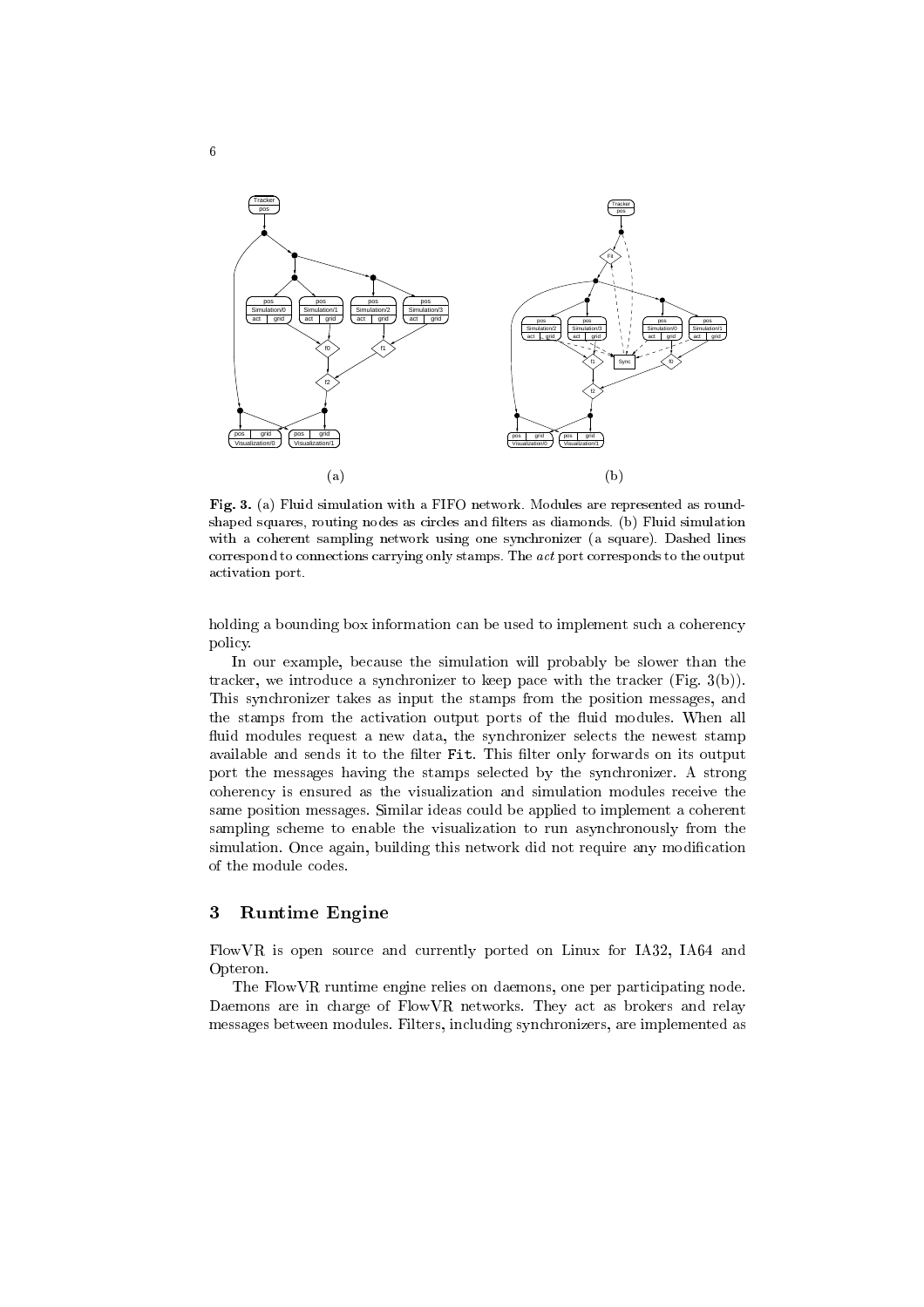**Fig. 3.** (a) Fluid simulation with a FIFO network. Modules are represented as round-shaped squares, routing nodes as circles and filters as diamonds. (b) Fluid simulation with a coherent sampling network using one synchronizer (a square). Dashed lines correspond to connections carrying only stamps. The *act* port corresponds to the output activation port.

holding a bounding box information can be used to implement such a coherency policy.

In our example, because the simulation will probably be slower than the tracker, we introduce a synchronizer to keep pace with the tracker (Fig. 3(b)). This synchronizer takes as input the stamps from the position messages, and the stamps from the activation output ports of the fluid modules. When all fluid modules request a new data, the synchronizer selects the newest stamp available and sends it to the filter `Fit`. This filter only forwards on its output port the messages having the stamps selected by the synchronizer. A strong coherency is ensured as the visualization and simulation modules receive the same position messages. Similar ideas could be applied to implement a coherent sampling scheme to enable the visualization to run asynchronously from the simulation. Once again, building this network did not require any modification of the module codes.

## 3 Runtime Engine

FlowVR is open source and currently ported on Linux for IA32, IA64 and Opteron.

The FlowVR runtime engine relies on daemons, one per participating node. Daemons are in charge of FlowVR networks. They act as brokers and relay messages between modules. Filters, including synchronizers, are implemented as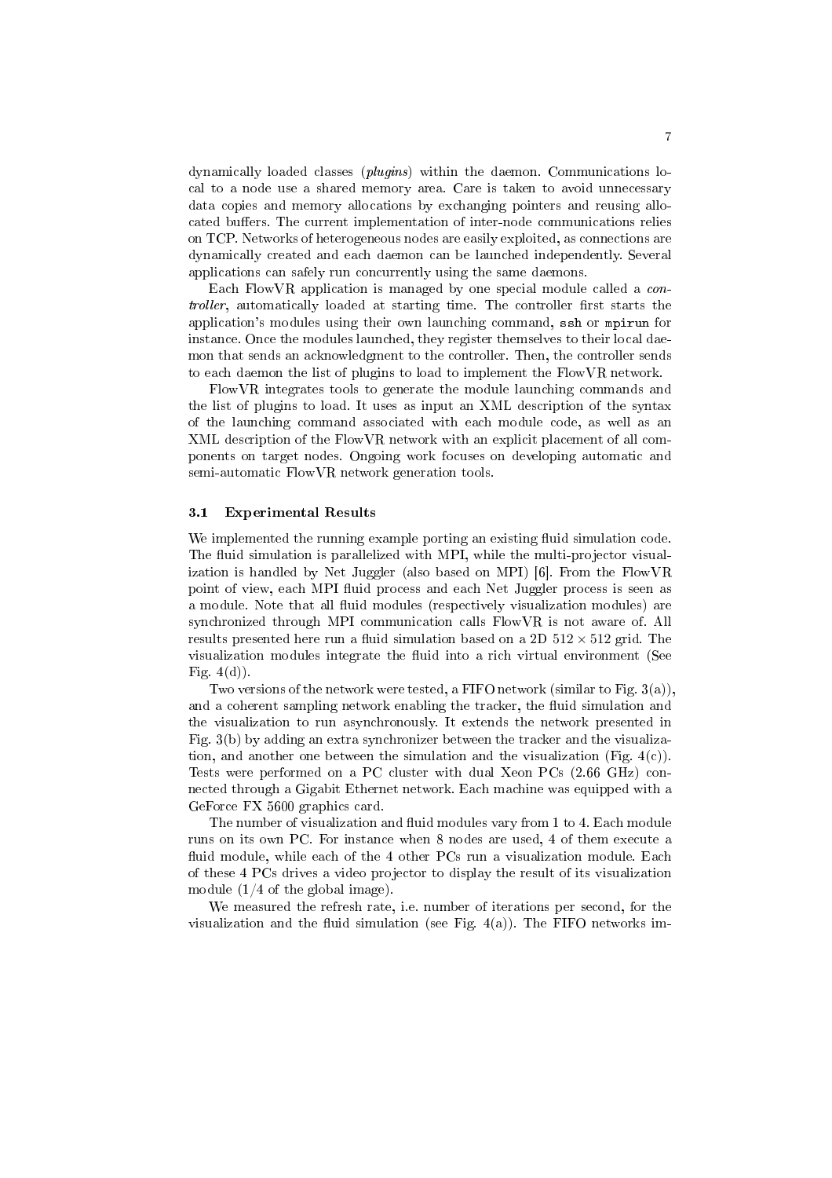dynamically loaded classes (*plugins*) within the daemon. Communications local to a node use a shared memory area. Care is taken to avoid unnecessary data copies and memory allocations by exchanging pointers and reusing allocated buffers. The current implementation of inter-node communications relies on TCP. Networks of heterogeneous nodes are easily exploited, as connections are dynamically created and each daemon can be launched independently. Several applications can safely run concurrently using the same daemons.

Each FlowVR application is managed by one special module called a *controller*, automatically loaded at starting time. The controller first starts the application's modules using their own launching command, `ssh` or `mpirun` for instance. Once the modules launched, they register themselves to their local daemon that sends an acknowledgment to the controller. Then, the controller sends to each daemon the list of plugins to load to implement the FlowVR network.

FlowVR integrates tools to generate the module launching commands and the list of plugins to load. It uses as input an XML description of the syntax of the launching command associated with each module code, as well as an XML description of the FlowVR network with an explicit placement of all components on target nodes. Ongoing work focuses on developing automatic and semi-automatic FlowVR network generation tools.

### 3.1 Experimental Results

We implemented the running example porting an existing fluid simulation code. The fluid simulation is parallelized with MPI, while the multi-projector visualization is handled by Net Juggler (also based on MPI) [6]. From the FlowVR point of view, each MPI fluid process and each Net Juggler process is seen as a module. Note that all fluid modules (respectively visualization modules) are synchronized through MPI communication calls FlowVR is not aware of. All results presented here run a fluid simulation based on a 2D $512 \times 512$ grid. The visualization modules integrate the fluid into a rich virtual environment (See Fig. 4(d)).

Two versions of the network were tested, a FIFO network (similar to Fig. 3(a)), and a coherent sampling network enabling the tracker, the fluid simulation and the visualization to run asynchronously. It extends the network presented in Fig. 3(b) by adding an extra synchronizer between the tracker and the visualization, and another one between the simulation and the visualization (Fig. 4(c)). Tests were performed on a PC cluster with dual Xeon PCs (2.66 GHz) connected through a Gigabit Ethernet network. Each machine was equipped with a GeForce FX 5600 graphics card.

The number of visualization and fluid modules vary from 1 to 4. Each module runs on its own PC. For instance when 8 nodes are used, 4 of them execute a fluid module, while each of the 4 other PCs run a visualization module. Each of these 4 PCs drives a video projector to display the result of its visualization module (1/4 of the global image).

We measured the refresh rate, i.e. number of iterations per second, for the visualization and the fluid simulation (see Fig. 4(a)). The FIFO networks im-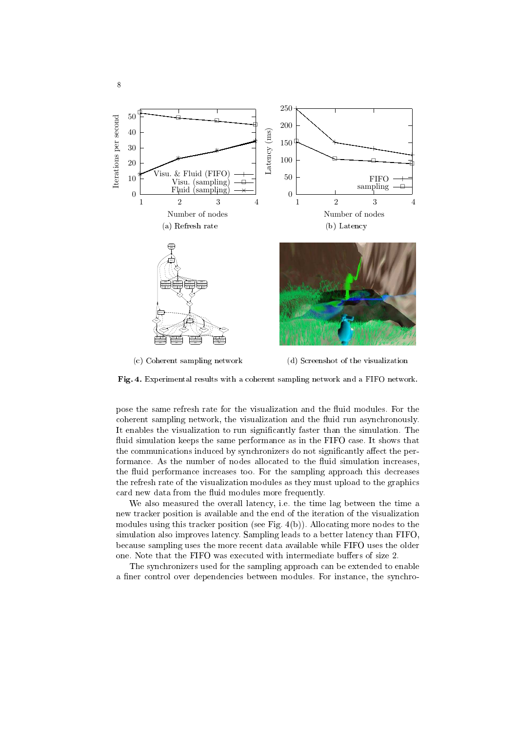(a) Refresh rate

(b) Latency

(c) Coherent sampling network

(d) Screenshot of the visualization

**Fig. 4.** Experimental results with a coherent sampling network and a FIFO network.

pose the same refresh rate for the visualization and the fluid modules. For the coherent sampling network, the visualization and the fluid run asynchronously. It enables the visualization to run significantly faster than the simulation. The fluid simulation keeps the same performance as in the FIFO case. It shows that the communications induced by synchronizers do not significantly affect the performance. As the number of nodes allocated to the fluid simulation increases, the fluid performance increases too. For the sampling approach this decreases the refresh rate of the visualization modules as they must upload to the graphics card new data from the fluid modules more frequently.

We also measured the overall latency, i.e. the time lag between the time a new tracker position is available and the end of the iteration of the visualization modules using this tracker position (see Fig. 4(b)). Allocating more nodes to the simulation also improves latency. Sampling leads to a better latency than FIFO, because sampling uses the more recent data available while FIFO uses the older one. Note that the FIFO was executed with intermediate buffers of size 2.

The synchronizers used for the sampling approach can be extended to enable a finer control over dependencies between modules. For instance, the synchro-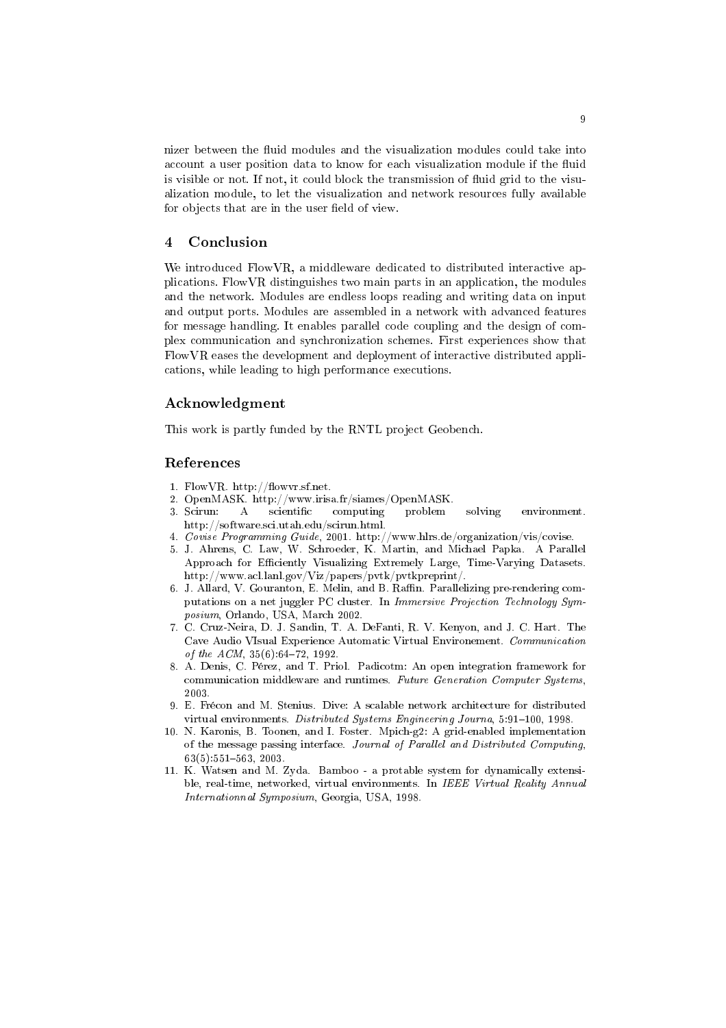nizer between the fluid modules and the visualization modules could take into account a user position data to know for each visualization module if the fluid is visible or not. If not, it could block the transmission of fluid grid to the visualization module, to let the visualization and network resources fully available for objects that are in the user field of view.

## 4 Conclusion

We introduced FlowVR, a middleware dedicated to distributed interactive applications. FlowVR distinguishes two main parts in an application, the modules and the network. Modules are endless loops reading and writing data on input and output ports. Modules are assembled in a network with advanced features for message handling. It enables parallel code coupling and the design of complex communication and synchronization schemes. First experiences show that FlowVR eases the development and deployment of interactive distributed applications, while leading to high performance executions.

## Acknowledgment

This work is partly funded by the RNTL project Geobench.

## References

1. FlowVR. http://flowvr.sf.net.
2. OpenMASK. http://www.irisa.fr/siames/OpenMASK.
3. Scirun: A scientific computing problem solving environment. http://software.sci.utah.edu/scirun.html.
4. *Covise Programming Guide*, 2001. http://www.hlrs.de/organization/vis/covise.
5. J. Ahrens, C. Law, W. Schroeder, K. Martin, and Michael Papka. A Parallel Approach for Efficiently Visualizing Extremely Large, Time-Varying Datasets. http://www.acl.lanl.gov/Viz/papers/pvtk/pvtkpreprint/.
6. J. Allard, V. Gouranton, E. Melin, and B. Raffin. Parallelizing pre-rendering computations on a net juggler PC cluster. In *Immersive Projection Technology Symposium*, Orlando, USA, March 2002.
7. C. Cruz-Neira, D. J. Sandin, T. A. DeFanti, R. V. Kenyon, and J. C. Hart. The Cave Audio VIsual Experience Automatic Virtual Environement. *Communication of the ACM*, 35(6):64–72, 1992.
8. A. Denis, C. Pérez, and T. Priol. Padicotm: An open integration framework for communication middleware and runtimes. *Future Generation Computer Systems*, 2003.
9. E. Frécon and M. Stenius. Dive: A scalable network architecture for distributed virtual environments. *Distributed Systems Engineering Journa*, 5:91–100, 1998.
10. N. Karonis, B. Toonen, and I. Foster. Mpich-g2: A grid-enabled implementation of the message passing interface. *Journal of Parallel and Distributed Computing*, 63(5):551–563, 2003.
11. K. Watsen and M. Zyda. Bamboo - a protable system for dynamically extensible, real-time, networked, virtual environments. In *IEEE Virtual Reality Annual Internationnal Symposium*, Georgia, USA, 1998.